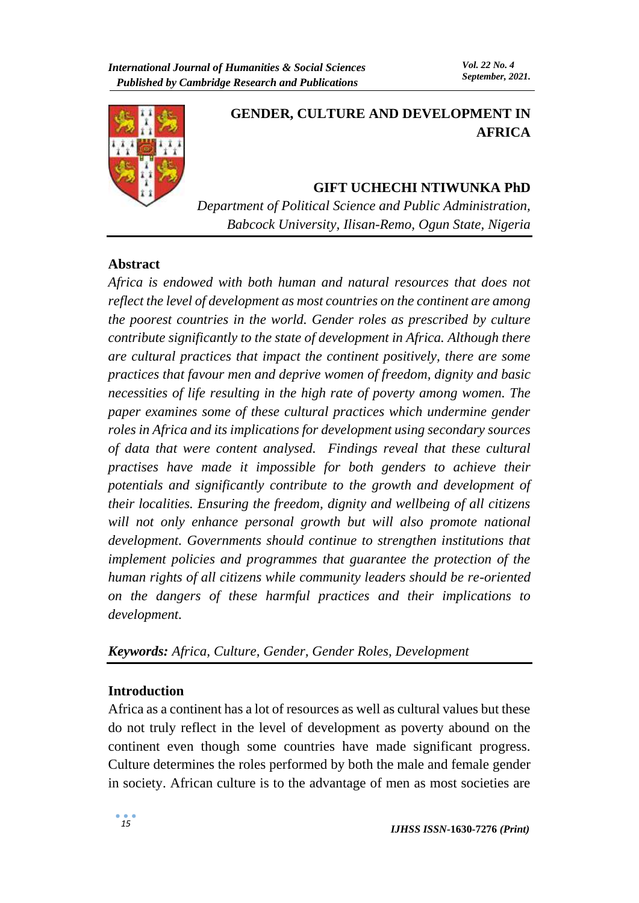# GENDER, CULTURE AND DEVELOPMENT IN AFRICA

**GIFT UCHECHI NTIWUNKA PhD**

*Department of Political Science and Public Administration, Babcock University, Ilisan-Remo, Ogun State, Nigeria*

## Abstract

*Africa is endowed with both human and natural resources that does not reflect the level of development as most countries on the continent are among the poorest countries in the world. Gender roles as prescribed by culture contribute significantly to the state of development in Africa. Although there are cultural practices that impact the continent positively, there are some practices that favour men and deprive women of freedom, dignity and basic necessities of life resulting in the high rate of poverty among women. The paper examines some of these cultural practices which undermine gender roles in Africa and its implications for development using secondary sources of data that were content analysed. Findings reveal that these cultural practises have made it impossible for both genders to achieve their potentials and significantly contribute to the growth and development of their localities. Ensuring the freedom, dignity and wellbeing of all citizens will not only enhance personal growth but will also promote national development. Governments should continue to strengthen institutions that implement policies and programmes that guarantee the protection of the human rights of all citizens while community leaders should be re-oriented on the dangers of these harmful practices and their implications to development.*

***Keywords:*** *Africa, Culture, Gender, Gender Roles, Development*

## Introduction

Africa as a continent has a lot of resources as well as cultural values but these do not truly reflect in the level of development as poverty abound on the continent even though some countries have made significant progress. Culture determines the roles performed by both the male and female gender in society. African culture is to the advantage of men as most societies are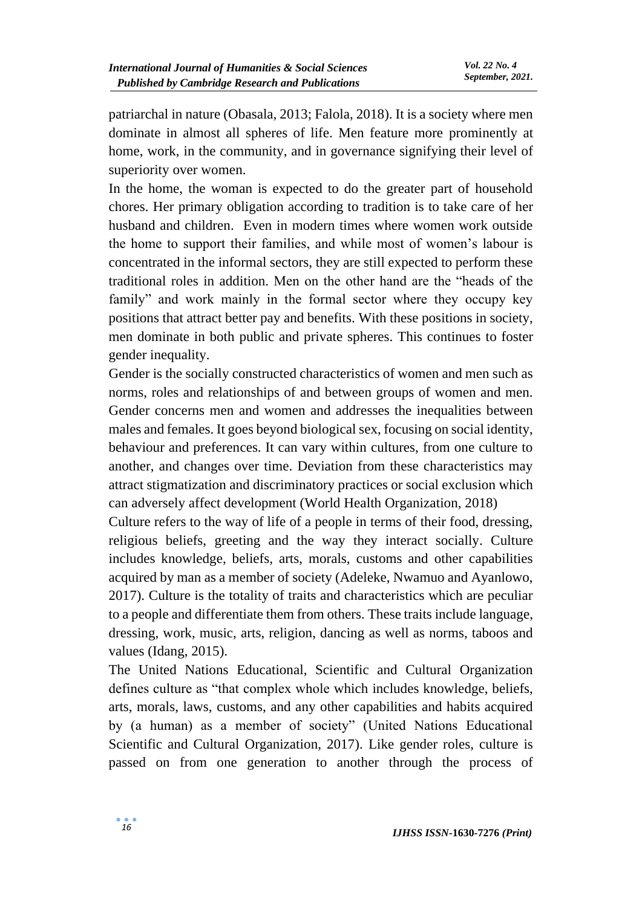patriarchal in nature (Obasala, 2013; Falola, 2018). It is a society where men dominate in almost all spheres of life. Men feature more prominently at home, work, in the community, and in governance signifying their level of superiority over women.

In the home, the woman is expected to do the greater part of household chores. Her primary obligation according to tradition is to take care of her husband and children. Even in modern times where women work outside the home to support their families, and while most of women's labour is concentrated in the informal sectors, they are still expected to perform these traditional roles in addition. Men on the other hand are the "heads of the family" and work mainly in the formal sector where they occupy key positions that attract better pay and benefits. With these positions in society, men dominate in both public and private spheres. This continues to foster gender inequality.

Gender is the socially constructed characteristics of women and men such as norms, roles and relationships of and between groups of women and men. Gender concerns men and women and addresses the inequalities between males and females. It goes beyond biological sex, focusing on social identity, behaviour and preferences. It can vary within cultures, from one culture to another, and changes over time. Deviation from these characteristics may attract stigmatization and discriminatory practices or social exclusion which can adversely affect development (World Health Organization, 2018)

Culture refers to the way of life of a people in terms of their food, dressing, religious beliefs, greeting and the way they interact socially. Culture includes knowledge, beliefs, arts, morals, customs and other capabilities acquired by man as a member of society (Adeleke, Nwamuo and Ayanlowo, 2017). Culture is the totality of traits and characteristics which are peculiar to a people and differentiate them from others. These traits include language, dressing, work, music, arts, religion, dancing as well as norms, taboos and values (Idang, 2015).

The United Nations Educational, Scientific and Cultural Organization defines culture as "that complex whole which includes knowledge, beliefs, arts, morals, laws, customs, and any other capabilities and habits acquired by (a human) as a member of society" (United Nations Educational Scientific and Cultural Organization, 2017). Like gender roles, culture is passed on from one generation to another through the process of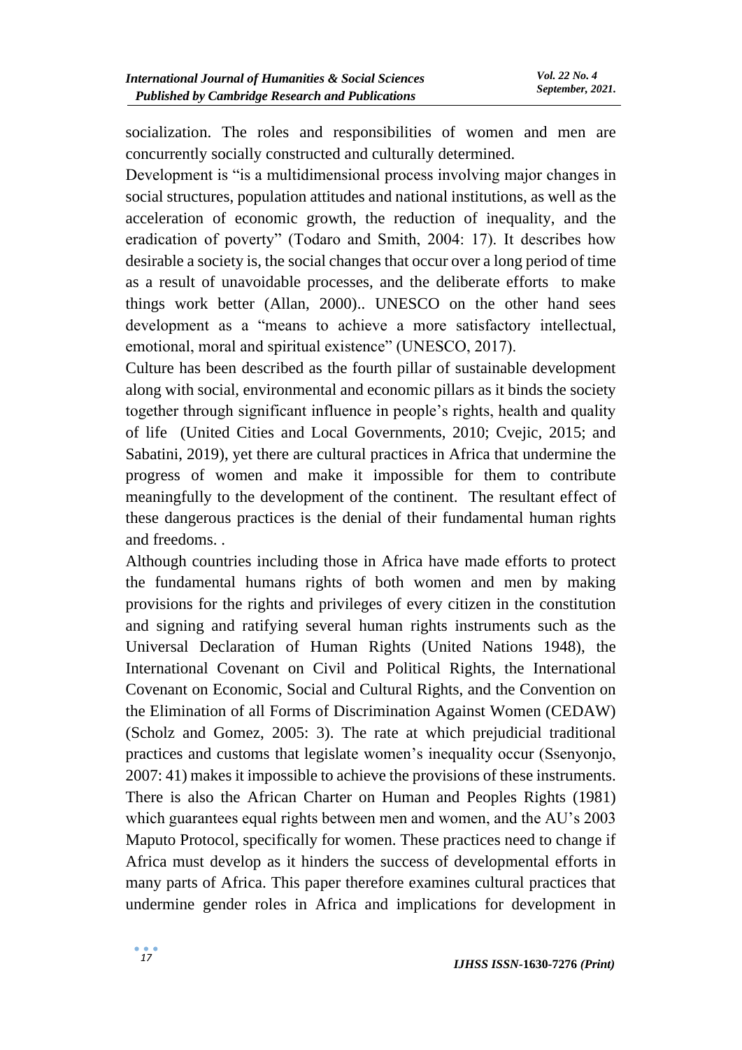socialization. The roles and responsibilities of women and men are concurrently socially constructed and culturally determined.

Development is "is a multidimensional process involving major changes in social structures, population attitudes and national institutions, as well as the acceleration of economic growth, the reduction of inequality, and the eradication of poverty" (Todaro and Smith, 2004: 17). It describes how desirable a society is, the social changes that occur over a long period of time as a result of unavoidable processes, and the deliberate efforts to make things work better (Allan, 2000).. UNESCO on the other hand sees development as a "means to achieve a more satisfactory intellectual, emotional, moral and spiritual existence" (UNESCO, 2017).

Culture has been described as the fourth pillar of sustainable development along with social, environmental and economic pillars as it binds the society together through significant influence in people's rights, health and quality of life (United Cities and Local Governments, 2010; Cvejic, 2015; and Sabatini, 2019), yet there are cultural practices in Africa that undermine the progress of women and make it impossible for them to contribute meaningfully to the development of the continent. The resultant effect of these dangerous practices is the denial of their fundamental human rights and freedoms. .

Although countries including those in Africa have made efforts to protect the fundamental humans rights of both women and men by making provisions for the rights and privileges of every citizen in the constitution and signing and ratifying several human rights instruments such as the Universal Declaration of Human Rights (United Nations 1948), the International Covenant on Civil and Political Rights, the International Covenant on Economic, Social and Cultural Rights, and the Convention on the Elimination of all Forms of Discrimination Against Women (CEDAW) (Scholz and Gomez, 2005: 3). The rate at which prejudicial traditional practices and customs that legislate women's inequality occur (Ssenyonjo, 2007: 41) makes it impossible to achieve the provisions of these instruments. There is also the African Charter on Human and Peoples Rights (1981) which guarantees equal rights between men and women, and the AU's 2003 Maputo Protocol, specifically for women. These practices need to change if Africa must develop as it hinders the success of developmental efforts in many parts of Africa. This paper therefore examines cultural practices that undermine gender roles in Africa and implications for development in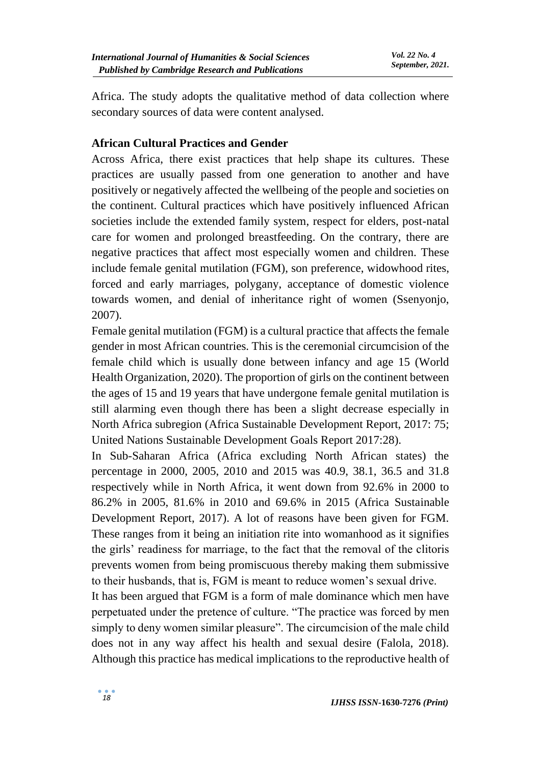Africa. The study adopts the qualitative method of data collection where secondary sources of data were content analysed.

## African Cultural Practices and Gender

Across Africa, there exist practices that help shape its cultures. These practices are usually passed from one generation to another and have positively or negatively affected the wellbeing of the people and societies on the continent. Cultural practices which have positively influenced African societies include the extended family system, respect for elders, post-natal care for women and prolonged breastfeeding. On the contrary, there are negative practices that affect most especially women and children. These include female genital mutilation (FGM), son preference, widowhood rites, forced and early marriages, polygany, acceptance of domestic violence towards women, and denial of inheritance right of women (Ssenyonjo, 2007).

Female genital mutilation (FGM) is a cultural practice that affects the female gender in most African countries. This is the ceremonial circumcision of the female child which is usually done between infancy and age 15 (World Health Organization, 2020). The proportion of girls on the continent between the ages of 15 and 19 years that have undergone female genital mutilation is still alarming even though there has been a slight decrease especially in North Africa subregion (Africa Sustainable Development Report, 2017: 75; United Nations Sustainable Development Goals Report 2017:28).

In Sub-Saharan Africa (Africa excluding North African states) the percentage in 2000, 2005, 2010 and 2015 was 40.9, 38.1, 36.5 and 31.8 respectively while in North Africa, it went down from 92.6% in 2000 to 86.2% in 2005, 81.6% in 2010 and 69.6% in 2015 (Africa Sustainable Development Report, 2017). A lot of reasons have been given for FGM. These ranges from it being an initiation rite into womanhood as it signifies the girls' readiness for marriage, to the fact that the removal of the clitoris prevents women from being promiscuous thereby making them submissive to their husbands, that is, FGM is meant to reduce women's sexual drive.

It has been argued that FGM is a form of male dominance which men have perpetuated under the pretence of culture. "The practice was forced by men simply to deny women similar pleasure". The circumcision of the male child does not in any way affect his health and sexual desire (Falola, 2018). Although this practice has medical implications to the reproductive health of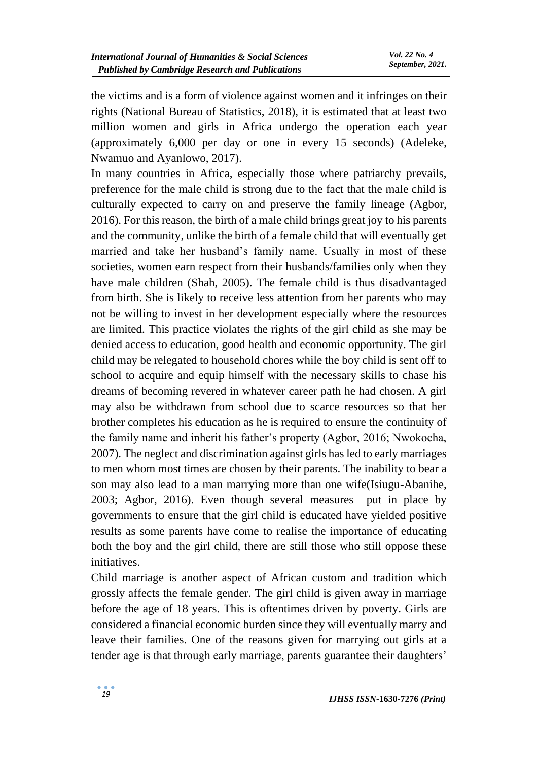the victims and is a form of violence against women and it infringes on their rights (National Bureau of Statistics, 2018), it is estimated that at least two million women and girls in Africa undergo the operation each year (approximately 6,000 per day or one in every 15 seconds) (Adeleke, Nwamuo and Ayanlowo, 2017).

In many countries in Africa, especially those where patriarchy prevails, preference for the male child is strong due to the fact that the male child is culturally expected to carry on and preserve the family lineage (Agbor, 2016). For this reason, the birth of a male child brings great joy to his parents and the community, unlike the birth of a female child that will eventually get married and take her husband's family name. Usually in most of these societies, women earn respect from their husbands/families only when they have male children (Shah, 2005). The female child is thus disadvantaged from birth. She is likely to receive less attention from her parents who may not be willing to invest in her development especially where the resources are limited. This practice violates the rights of the girl child as she may be denied access to education, good health and economic opportunity. The girl child may be relegated to household chores while the boy child is sent off to school to acquire and equip himself with the necessary skills to chase his dreams of becoming revered in whatever career path he had chosen. A girl may also be withdrawn from school due to scarce resources so that her brother completes his education as he is required to ensure the continuity of the family name and inherit his father's property (Agbor, 2016; Nwokocha, 2007). The neglect and discrimination against girls has led to early marriages to men whom most times are chosen by their parents. The inability to bear a son may also lead to a man marrying more than one wife(Isiugu-Abanihe, 2003; Agbor, 2016). Even though several measures put in place by governments to ensure that the girl child is educated have yielded positive results as some parents have come to realise the importance of educating both the boy and the girl child, there are still those who still oppose these initiatives.

Child marriage is another aspect of African custom and tradition which grossly affects the female gender. The girl child is given away in marriage before the age of 18 years. This is oftentimes driven by poverty. Girls are considered a financial economic burden since they will eventually marry and leave their families. One of the reasons given for marrying out girls at a tender age is that through early marriage, parents guarantee their daughters'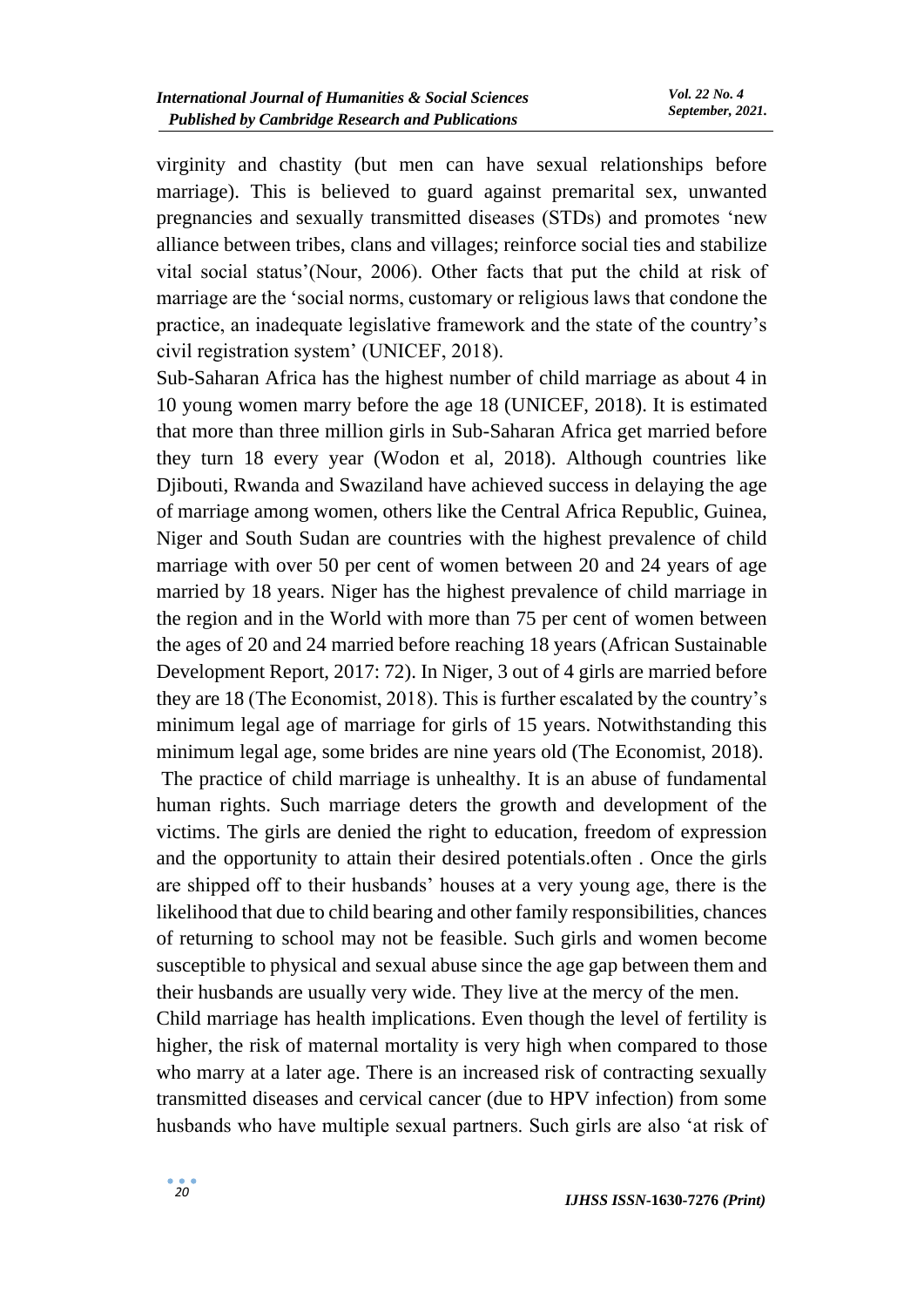virginity and chastity (but men can have sexual relationships before marriage). This is believed to guard against premarital sex, unwanted pregnancies and sexually transmitted diseases (STDs) and promotes 'new alliance between tribes, clans and villages; reinforce social ties and stabilize vital social status'(Nour, 2006). Other facts that put the child at risk of marriage are the 'social norms, customary or religious laws that condone the practice, an inadequate legislative framework and the state of the country's civil registration system' (UNICEF, 2018).

Sub-Saharan Africa has the highest number of child marriage as about 4 in 10 young women marry before the age 18 (UNICEF, 2018). It is estimated that more than three million girls in Sub-Saharan Africa get married before they turn 18 every year (Wodon et al, 2018). Although countries like Djibouti, Rwanda and Swaziland have achieved success in delaying the age of marriage among women, others like the Central Africa Republic, Guinea, Niger and South Sudan are countries with the highest prevalence of child marriage with over 50 per cent of women between 20 and 24 years of age married by 18 years. Niger has the highest prevalence of child marriage in the region and in the World with more than 75 per cent of women between the ages of 20 and 24 married before reaching 18 years (African Sustainable Development Report, 2017: 72). In Niger, 3 out of 4 girls are married before they are 18 (The Economist, 2018). This is further escalated by the country's minimum legal age of marriage for girls of 15 years. Notwithstanding this minimum legal age, some brides are nine years old (The Economist, 2018).

The practice of child marriage is unhealthy. It is an abuse of fundamental human rights. Such marriage deters the growth and development of the victims. The girls are denied the right to education, freedom of expression and the opportunity to attain their desired potentials.often . Once the girls are shipped off to their husbands' houses at a very young age, there is the likelihood that due to child bearing and other family responsibilities, chances of returning to school may not be feasible. Such girls and women become susceptible to physical and sexual abuse since the age gap between them and their husbands are usually very wide. They live at the mercy of the men.

Child marriage has health implications. Even though the level of fertility is higher, the risk of maternal mortality is very high when compared to those who marry at a later age. There is an increased risk of contracting sexually transmitted diseases and cervical cancer (due to HPV infection) from some husbands who have multiple sexual partners. Such girls are also 'at risk of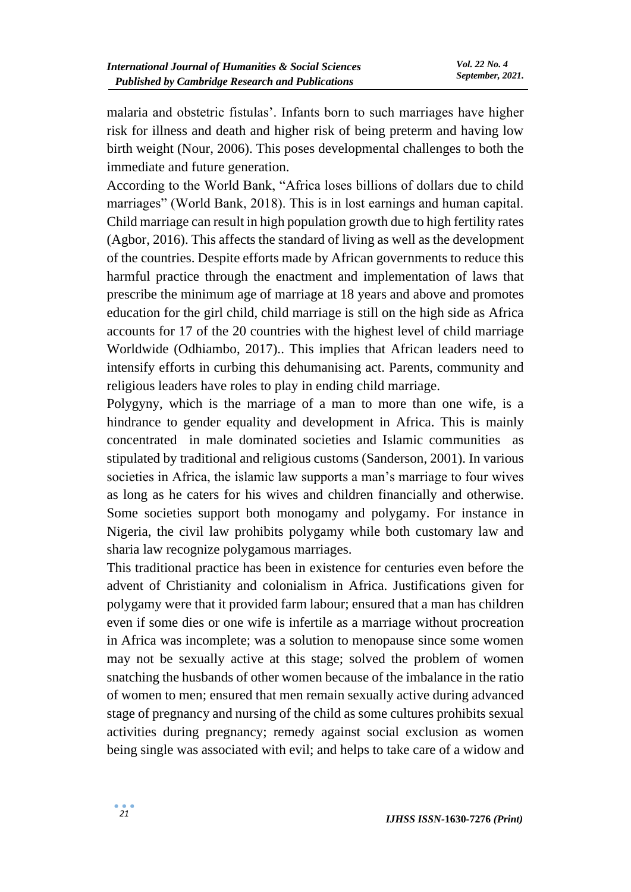malaria and obstetric fistulas'. Infants born to such marriages have higher risk for illness and death and higher risk of being preterm and having low birth weight (Nour, 2006). This poses developmental challenges to both the immediate and future generation.

According to the World Bank, "Africa loses billions of dollars due to child marriages" (World Bank, 2018). This is in lost earnings and human capital. Child marriage can result in high population growth due to high fertility rates (Agbor, 2016). This affects the standard of living as well as the development of the countries. Despite efforts made by African governments to reduce this harmful practice through the enactment and implementation of laws that prescribe the minimum age of marriage at 18 years and above and promotes education for the girl child, child marriage is still on the high side as Africa accounts for 17 of the 20 countries with the highest level of child marriage Worldwide (Odhiambo, 2017).. This implies that African leaders need to intensify efforts in curbing this dehumanising act. Parents, community and religious leaders have roles to play in ending child marriage.

Polygyny, which is the marriage of a man to more than one wife, is a hindrance to gender equality and development in Africa. This is mainly concentrated in male dominated societies and Islamic communities as stipulated by traditional and religious customs (Sanderson, 2001). In various societies in Africa, the islamic law supports a man's marriage to four wives as long as he caters for his wives and children financially and otherwise. Some societies support both monogamy and polygamy. For instance in Nigeria, the civil law prohibits polygamy while both customary law and sharia law recognize polygamous marriages.

This traditional practice has been in existence for centuries even before the advent of Christianity and colonialism in Africa. Justifications given for polygamy were that it provided farm labour; ensured that a man has children even if some dies or one wife is infertile as a marriage without procreation in Africa was incomplete; was a solution to menopause since some women may not be sexually active at this stage; solved the problem of women snatching the husbands of other women because of the imbalance in the ratio of women to men; ensured that men remain sexually active during advanced stage of pregnancy and nursing of the child as some cultures prohibits sexual activities during pregnancy; remedy against social exclusion as women being single was associated with evil; and helps to take care of a widow and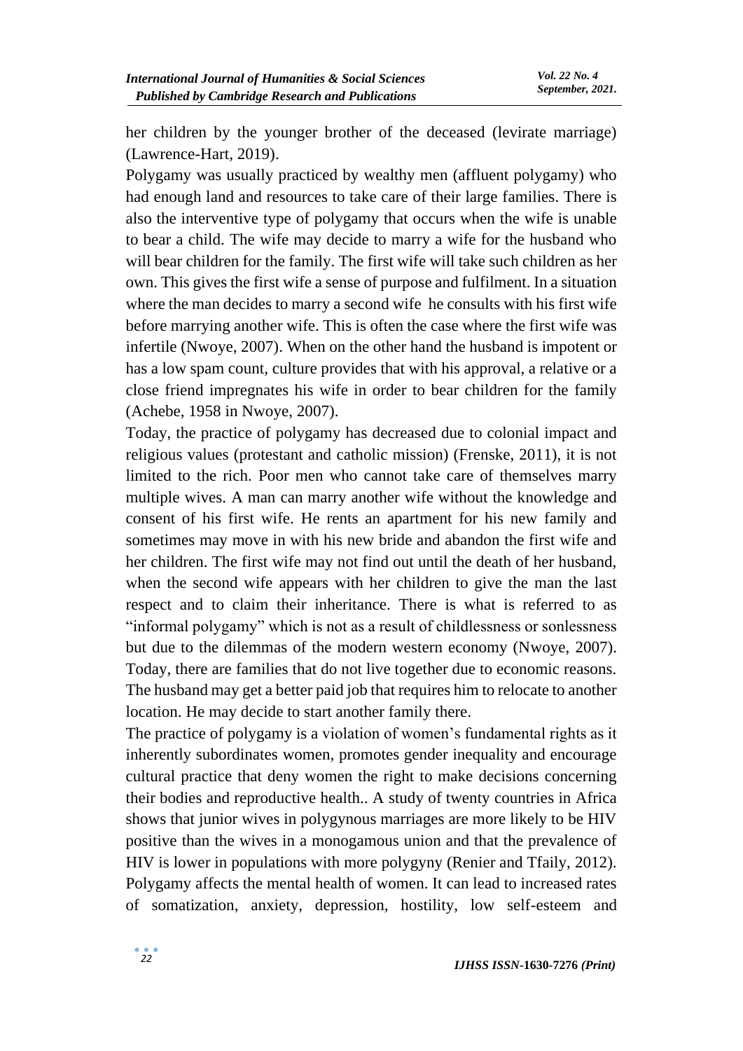her children by the younger brother of the deceased (levirate marriage) (Lawrence-Hart, 2019).

Polygamy was usually practiced by wealthy men (affluent polygamy) who had enough land and resources to take care of their large families. There is also the interventive type of polygamy that occurs when the wife is unable to bear a child. The wife may decide to marry a wife for the husband who will bear children for the family. The first wife will take such children as her own. This gives the first wife a sense of purpose and fulfilment. In a situation where the man decides to marry a second wife he consults with his first wife before marrying another wife. This is often the case where the first wife was infertile (Nwoye, 2007). When on the other hand the husband is impotent or has a low spam count, culture provides that with his approval, a relative or a close friend impregnates his wife in order to bear children for the family (Achebe, 1958 in Nwoye, 2007).

Today, the practice of polygamy has decreased due to colonial impact and religious values (protestant and catholic mission) (Frenske, 2011), it is not limited to the rich. Poor men who cannot take care of themselves marry multiple wives. A man can marry another wife without the knowledge and consent of his first wife. He rents an apartment for his new family and sometimes may move in with his new bride and abandon the first wife and her children. The first wife may not find out until the death of her husband, when the second wife appears with her children to give the man the last respect and to claim their inheritance. There is what is referred to as "informal polygamy" which is not as a result of childlessness or sonlessness but due to the dilemmas of the modern western economy (Nwoye, 2007). Today, there are families that do not live together due to economic reasons. The husband may get a better paid job that requires him to relocate to another location. He may decide to start another family there.

The practice of polygamy is a violation of women's fundamental rights as it inherently subordinates women, promotes gender inequality and encourage cultural practice that deny women the right to make decisions concerning their bodies and reproductive health.. A study of twenty countries in Africa shows that junior wives in polygynous marriages are more likely to be HIV positive than the wives in a monogamous union and that the prevalence of HIV is lower in populations with more polygyny (Renier and Tfaily, 2012). Polygamy affects the mental health of women. It can lead to increased rates of somatization, anxiety, depression, hostility, low self-esteem and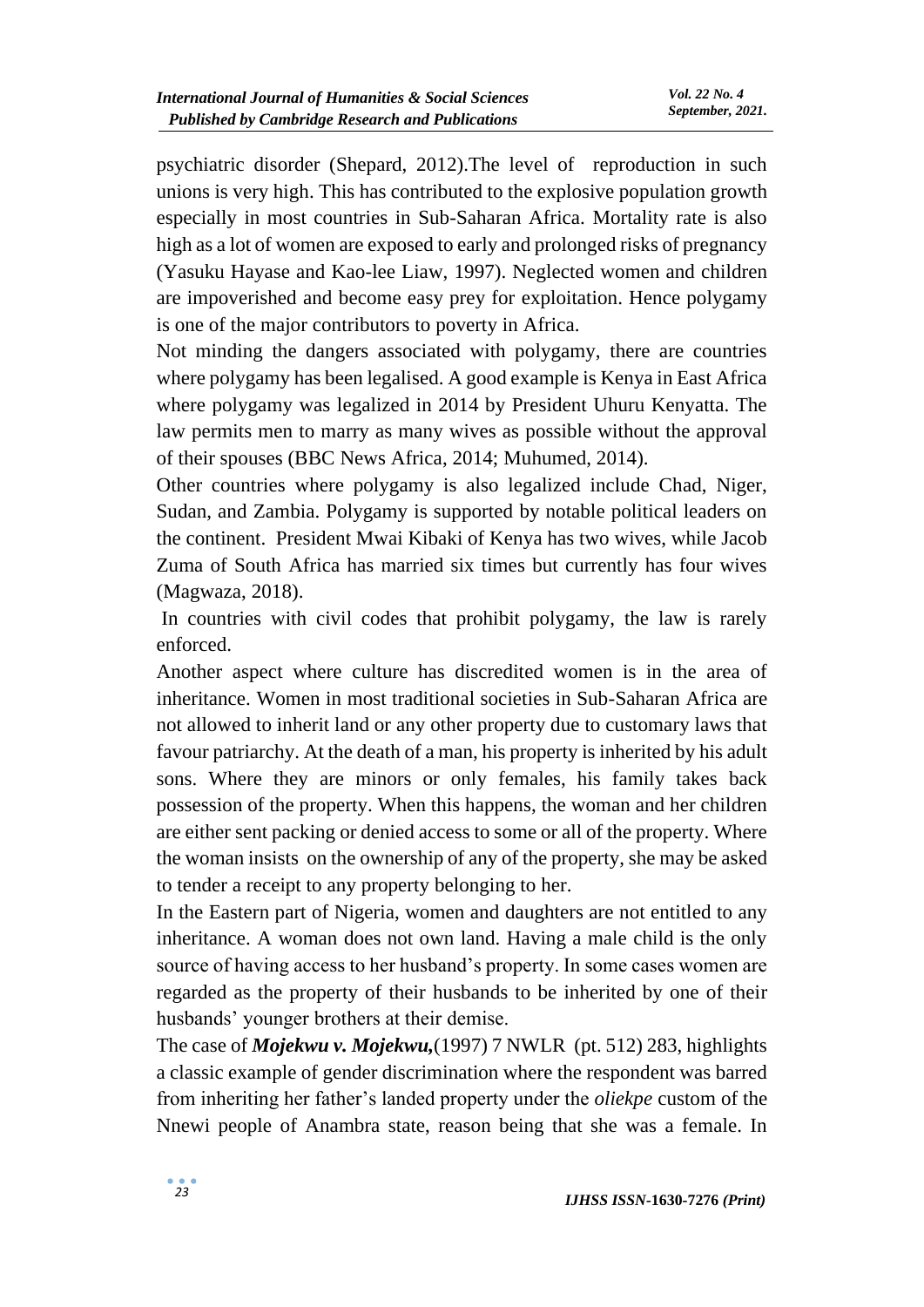psychiatric disorder (Shepard, 2012).The level of reproduction in such unions is very high. This has contributed to the explosive population growth especially in most countries in Sub-Saharan Africa. Mortality rate is also high as a lot of women are exposed to early and prolonged risks of pregnancy (Yasuku Hayase and Kao-lee Liaw, 1997). Neglected women and children are impoverished and become easy prey for exploitation. Hence polygamy is one of the major contributors to poverty in Africa.

Not minding the dangers associated with polygamy, there are countries where polygamy has been legalised. A good example is Kenya in East Africa where polygamy was legalized in 2014 by President Uhuru Kenyatta. The law permits men to marry as many wives as possible without the approval of their spouses (BBC News Africa, 2014; Muhumed, 2014).

Other countries where polygamy is also legalized include Chad, Niger, Sudan, and Zambia. Polygamy is supported by notable political leaders on the continent. President Mwai Kibaki of Kenya has two wives, while Jacob Zuma of South Africa has married six times but currently has four wives (Magwaza, 2018).

In countries with civil codes that prohibit polygamy, the law is rarely enforced.

Another aspect where culture has discredited women is in the area of inheritance. Women in most traditional societies in Sub-Saharan Africa are not allowed to inherit land or any other property due to customary laws that favour patriarchy. At the death of a man, his property is inherited by his adult sons. Where they are minors or only females, his family takes back possession of the property. When this happens, the woman and her children are either sent packing or denied access to some or all of the property. Where the woman insists on the ownership of any of the property, she may be asked to tender a receipt to any property belonging to her.

In the Eastern part of Nigeria, women and daughters are not entitled to any inheritance. A woman does not own land. Having a male child is the only source of having access to her husband's property. In some cases women are regarded as the property of their husbands to be inherited by one of their husbands' younger brothers at their demise.

The case of ***Mojekwu v. Mojekwu,***(1997) 7 NWLR (pt. 512) 283, highlights a classic example of gender discrimination where the respondent was barred from inheriting her father's landed property under the *oliekpe* custom of the Nnewi people of Anambra state, reason being that she was a female. In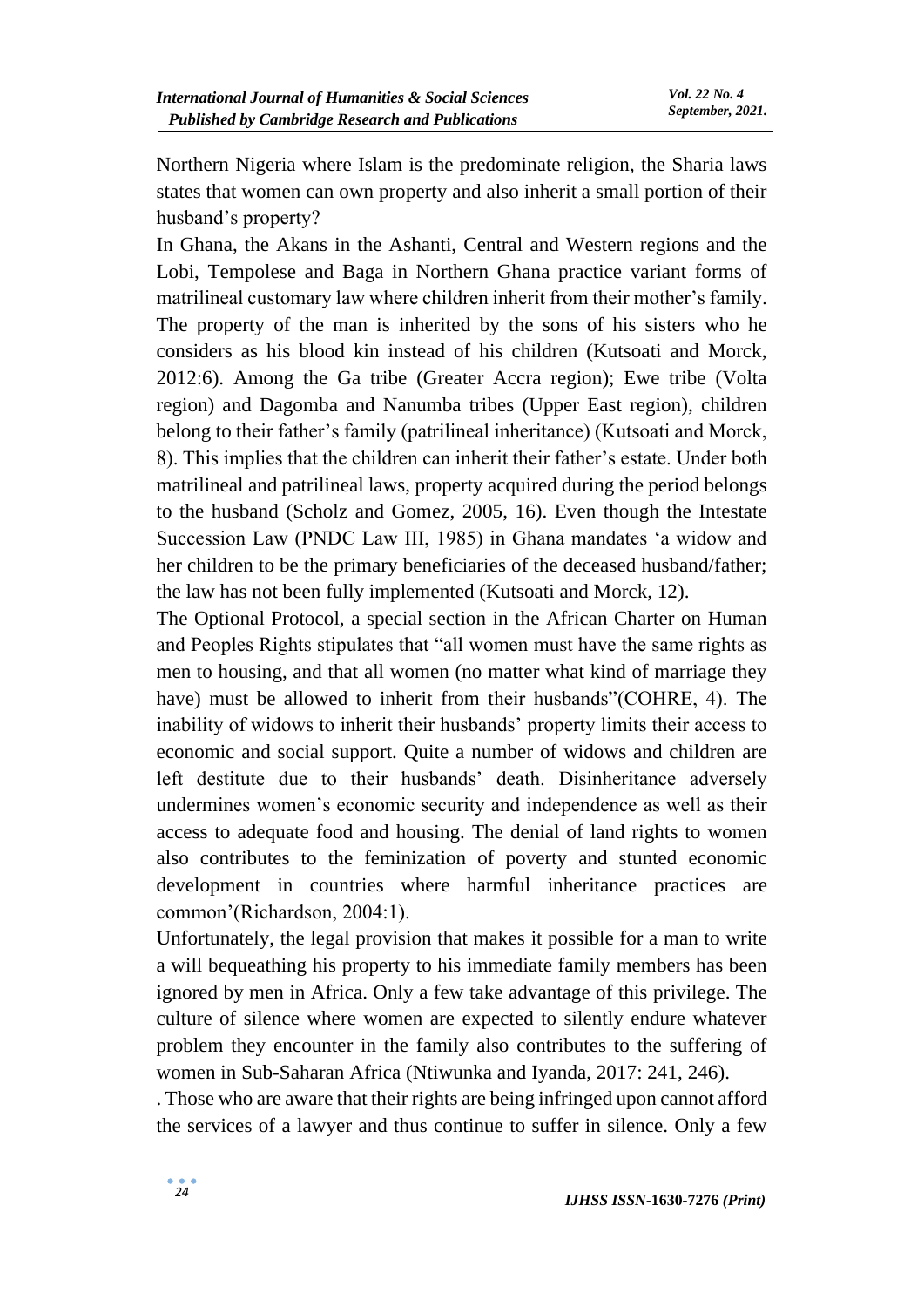Northern Nigeria where Islam is the predominate religion, the Sharia laws states that women can own property and also inherit a small portion of their husband's property?

In Ghana, the Akans in the Ashanti, Central and Western regions and the Lobi, Tempolese and Baga in Northern Ghana practice variant forms of matrilineal customary law where children inherit from their mother's family. The property of the man is inherited by the sons of his sisters who he considers as his blood kin instead of his children (Kutsoati and Morck, 2012:6). Among the Ga tribe (Greater Accra region); Ewe tribe (Volta region) and Dagomba and Nanumba tribes (Upper East region), children belong to their father's family (patrilineal inheritance) (Kutsoati and Morck, 8). This implies that the children can inherit their father's estate. Under both matrilineal and patrilineal laws, property acquired during the period belongs to the husband (Scholz and Gomez, 2005, 16). Even though the Intestate Succession Law (PNDC Law III, 1985) in Ghana mandates 'a widow and her children to be the primary beneficiaries of the deceased husband/father; the law has not been fully implemented (Kutsoati and Morck, 12).

The Optional Protocol, a special section in the African Charter on Human and Peoples Rights stipulates that "all women must have the same rights as men to housing, and that all women (no matter what kind of marriage they have) must be allowed to inherit from their husbands"(COHRE, 4). The inability of widows to inherit their husbands' property limits their access to economic and social support. Quite a number of widows and children are left destitute due to their husbands' death. Disinheritance adversely undermines women's economic security and independence as well as their access to adequate food and housing. The denial of land rights to women also contributes to the feminization of poverty and stunted economic development in countries where harmful inheritance practices are common'(Richardson, 2004:1).

Unfortunately, the legal provision that makes it possible for a man to write a will bequeathing his property to his immediate family members has been ignored by men in Africa. Only a few take advantage of this privilege. The culture of silence where women are expected to silently endure whatever problem they encounter in the family also contributes to the suffering of women in Sub-Saharan Africa (Ntiwunka and Iyanda, 2017: 241, 246).

. Those who are aware that their rights are being infringed upon cannot afford the services of a lawyer and thus continue to suffer in silence. Only a few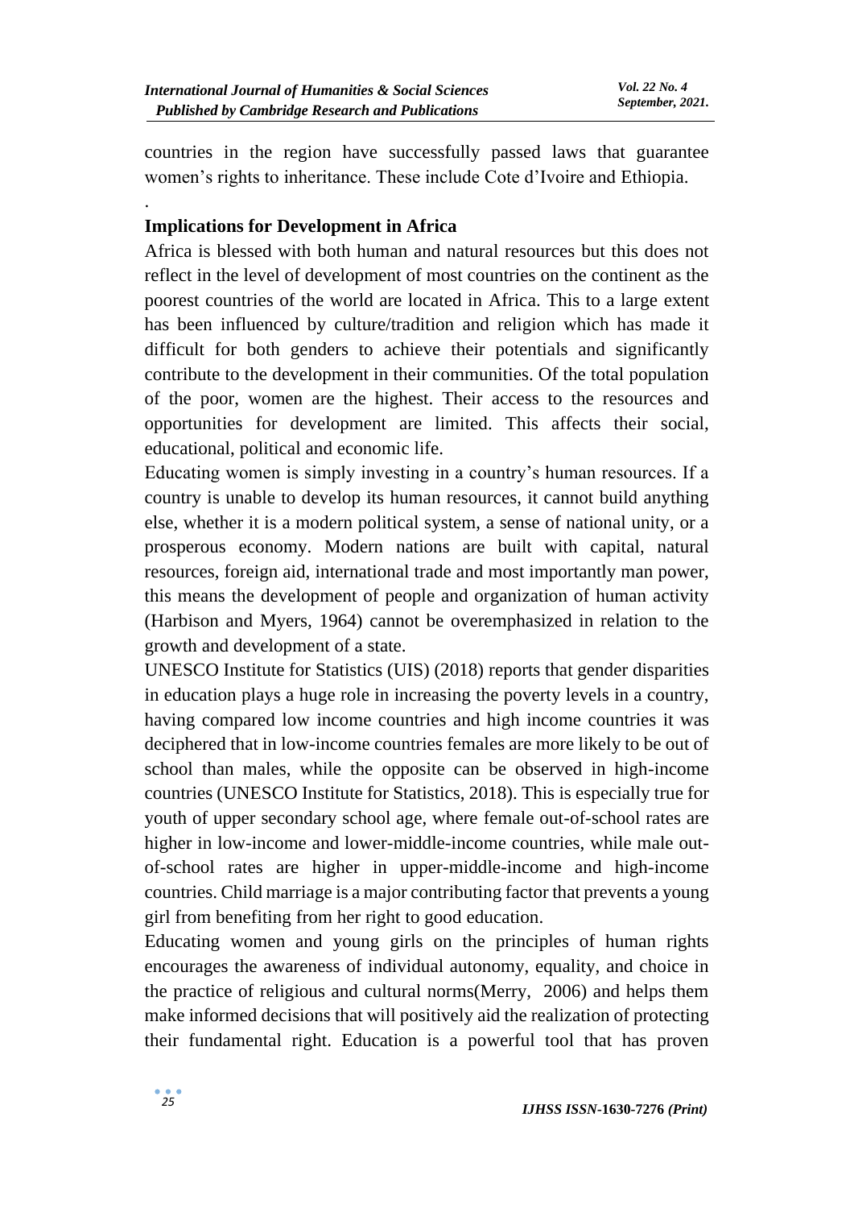countries in the region have successfully passed laws that guarantee women's rights to inheritance. These include Cote d'Ivoire and Ethiopia.

.

## Implications for Development in Africa

Africa is blessed with both human and natural resources but this does not reflect in the level of development of most countries on the continent as the poorest countries of the world are located in Africa. This to a large extent has been influenced by culture/tradition and religion which has made it difficult for both genders to achieve their potentials and significantly contribute to the development in their communities. Of the total population of the poor, women are the highest. Their access to the resources and opportunities for development are limited. This affects their social, educational, political and economic life.

Educating women is simply investing in a country's human resources. If a country is unable to develop its human resources, it cannot build anything else, whether it is a modern political system, a sense of national unity, or a prosperous economy. Modern nations are built with capital, natural resources, foreign aid, international trade and most importantly man power, this means the development of people and organization of human activity (Harbison and Myers, 1964) cannot be overemphasized in relation to the growth and development of a state.

UNESCO Institute for Statistics (UIS) (2018) reports that gender disparities in education plays a huge role in increasing the poverty levels in a country, having compared low income countries and high income countries it was deciphered that in low-income countries females are more likely to be out of school than males, while the opposite can be observed in high-income countries (UNESCO Institute for Statistics, 2018). This is especially true for youth of upper secondary school age, where female out-of-school rates are higher in low-income and lower-middle-income countries, while male out-of-school rates are higher in upper-middle-income and high-income countries. Child marriage is a major contributing factor that prevents a young girl from benefiting from her right to good education.

Educating women and young girls on the principles of human rights encourages the awareness of individual autonomy, equality, and choice in the practice of religious and cultural norms(Merry, 2006) and helps them make informed decisions that will positively aid the realization of protecting their fundamental right. Education is a powerful tool that has proven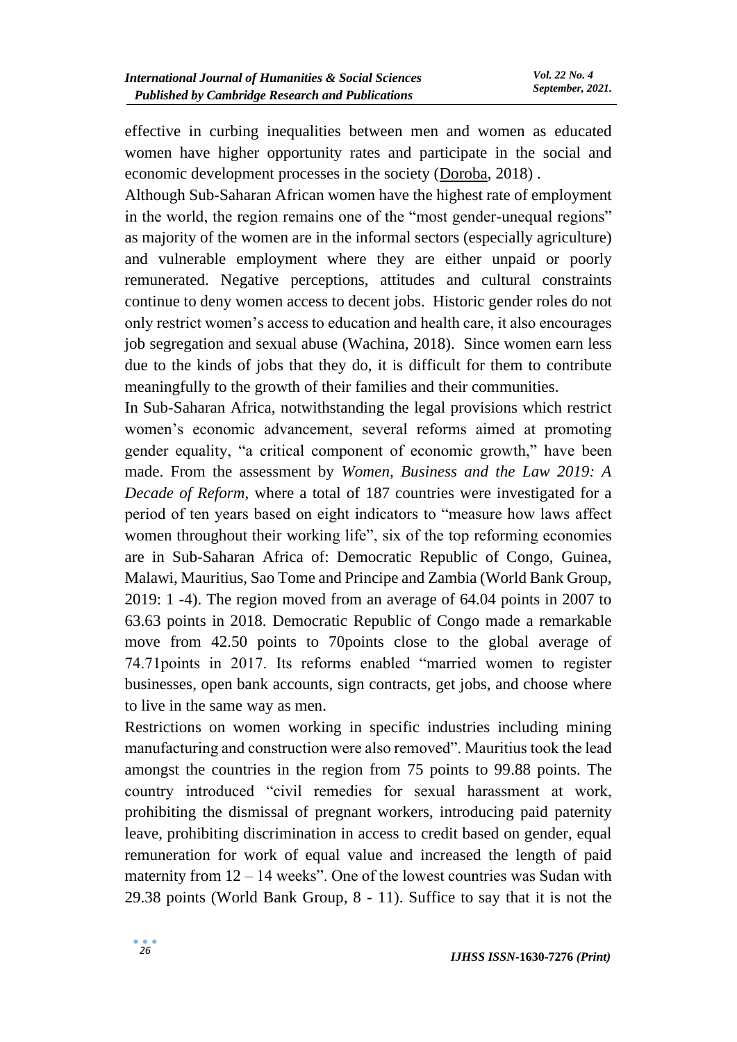effective in curbing inequalities between men and women as educated women have higher opportunity rates and participate in the social and economic development processes in the society (Doroba, 2018) .

Although Sub-Saharan African women have the highest rate of employment in the world, the region remains one of the "most gender-unequal regions" as majority of the women are in the informal sectors (especially agriculture) and vulnerable employment where they are either unpaid or poorly remunerated. Negative perceptions, attitudes and cultural constraints continue to deny women access to decent jobs. Historic gender roles do not only restrict women's access to education and health care, it also encourages job segregation and sexual abuse (Wachina, 2018). Since women earn less due to the kinds of jobs that they do, it is difficult for them to contribute meaningfully to the growth of their families and their communities.

In Sub-Saharan Africa, notwithstanding the legal provisions which restrict women's economic advancement, several reforms aimed at promoting gender equality, "a critical component of economic growth," have been made. From the assessment by *Women, Business and the Law 2019: A Decade of Reform*, where a total of 187 countries were investigated for a period of ten years based on eight indicators to "measure how laws affect women throughout their working life", six of the top reforming economies are in Sub-Saharan Africa of: Democratic Republic of Congo, Guinea, Malawi, Mauritius, Sao Tome and Principe and Zambia (World Bank Group, 2019: 1 -4). The region moved from an average of 64.04 points in 2007 to 63.63 points in 2018. Democratic Republic of Congo made a remarkable move from 42.50 points to 70points close to the global average of 74.71points in 2017. Its reforms enabled "married women to register businesses, open bank accounts, sign contracts, get jobs, and choose where to live in the same way as men.

Restrictions on women working in specific industries including mining manufacturing and construction were also removed". Mauritius took the lead amongst the countries in the region from 75 points to 99.88 points. The country introduced "civil remedies for sexual harassment at work, prohibiting the dismissal of pregnant workers, introducing paid paternity leave, prohibiting discrimination in access to credit based on gender, equal remuneration for work of equal value and increased the length of paid maternity from 12 – 14 weeks". One of the lowest countries was Sudan with 29.38 points (World Bank Group, 8 - 11). Suffice to say that it is not the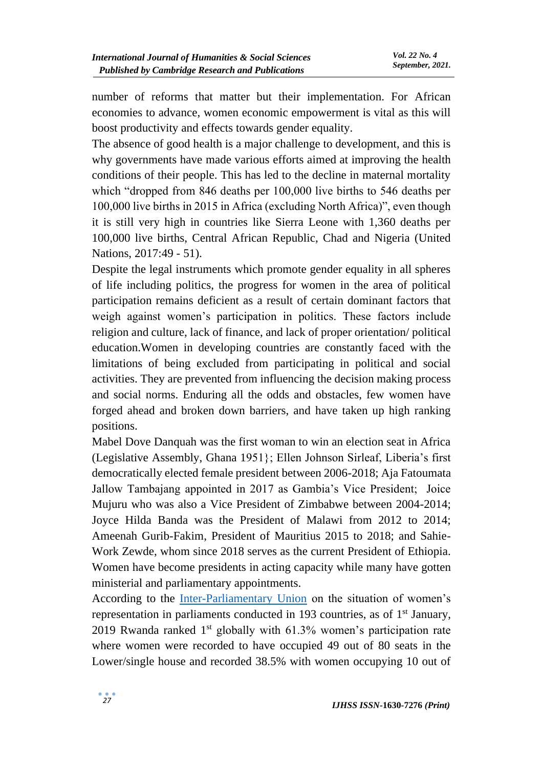number of reforms that matter but their implementation. For African economies to advance, women economic empowerment is vital as this will boost productivity and effects towards gender equality.

The absence of good health is a major challenge to development, and this is why governments have made various efforts aimed at improving the health conditions of their people. This has led to the decline in maternal mortality which "dropped from 846 deaths per 100,000 live births to 546 deaths per 100,000 live births in 2015 in Africa (excluding North Africa)", even though it is still very high in countries like Sierra Leone with 1,360 deaths per 100,000 live births, Central African Republic, Chad and Nigeria (United Nations, 2017:49 - 51).

Despite the legal instruments which promote gender equality in all spheres of life including politics, the progress for women in the area of political participation remains deficient as a result of certain dominant factors that weigh against women's participation in politics. These factors include religion and culture, lack of finance, and lack of proper orientation/ political education.Women in developing countries are constantly faced with the limitations of being excluded from participating in political and social activities. They are prevented from influencing the decision making process and social norms. Enduring all the odds and obstacles, few women have forged ahead and broken down barriers, and have taken up high ranking positions.

Mabel Dove Danquah was the first woman to win an election seat in Africa (Legislative Assembly, Ghana 1951}; Ellen Johnson Sirleaf, Liberia's first democratically elected female president between 2006-2018; Aja Fatoumata Jallow Tambajang appointed in 2017 as Gambia's Vice President; Joice Mujuru who was also a Vice President of Zimbabwe between 2004-2014; Joyce Hilda Banda was the President of Malawi from 2012 to 2014; Ameenah Gurib-Fakim, President of Mauritius 2015 to 2018; and Sahie-Work Zewde, whom since 2018 serves as the current President of Ethiopia. Women have become presidents in acting capacity while many have gotten ministerial and parliamentary appointments.

According to the Inter-Parliamentary Union on the situation of women's representation in parliaments conducted in 193 countries, as of 1st January, 2019 Rwanda ranked 1st globally with 61.3% women's participation rate where women were recorded to have occupied 49 out of 80 seats in the Lower/single house and recorded 38.5% with women occupying 10 out of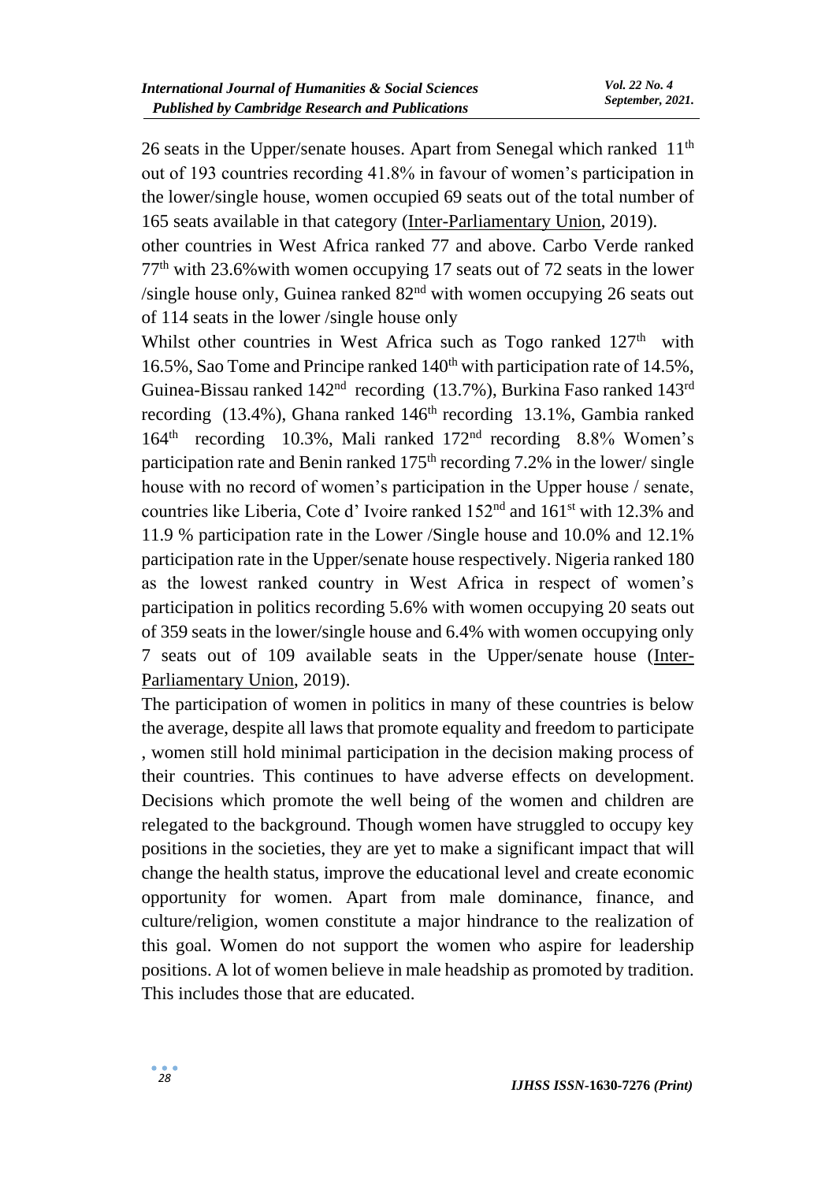26 seats in the Upper/senate houses. Apart from Senegal which ranked 11th out of 193 countries recording 41.8% in favour of women's participation in the lower/single house, women occupied 69 seats out of the total number of 165 seats available in that category (Inter-Parliamentary Union, 2019).

other countries in West Africa ranked 77 and above. Carbo Verde ranked 77th with 23.6%with women occupying 17 seats out of 72 seats in the lower /single house only, Guinea ranked 82nd with women occupying 26 seats out of 114 seats in the lower /single house only

Whilst other countries in West Africa such as Togo ranked 127th with 16.5%, Sao Tome and Principe ranked 140th with participation rate of 14.5%, Guinea-Bissau ranked 142nd recording (13.7%), Burkina Faso ranked 143rd recording (13.4%), Ghana ranked 146th recording 13.1%, Gambia ranked 164th recording 10.3%, Mali ranked 172nd recording 8.8% Women's participation rate and Benin ranked 175th recording 7.2% in the lower/ single house with no record of women's participation in the Upper house / senate, countries like Liberia, Cote d' Ivoire ranked 152nd and 161st with 12.3% and 11.9 % participation rate in the Lower /Single house and 10.0% and 12.1% participation rate in the Upper/senate house respectively. Nigeria ranked 180 as the lowest ranked country in West Africa in respect of women's participation in politics recording 5.6% with women occupying 20 seats out of 359 seats in the lower/single house and 6.4% with women occupying only 7 seats out of 109 available seats in the Upper/senate house (Inter-Parliamentary Union, 2019).

The participation of women in politics in many of these countries is below the average, despite all laws that promote equality and freedom to participate , women still hold minimal participation in the decision making process of their countries. This continues to have adverse effects on development. Decisions which promote the well being of the women and children are relegated to the background. Though women have struggled to occupy key positions in the societies, they are yet to make a significant impact that will change the health status, improve the educational level and create economic opportunity for women. Apart from male dominance, finance, and culture/religion, women constitute a major hindrance to the realization of this goal. Women do not support the women who aspire for leadership positions. A lot of women believe in male headship as promoted by tradition. This includes those that are educated.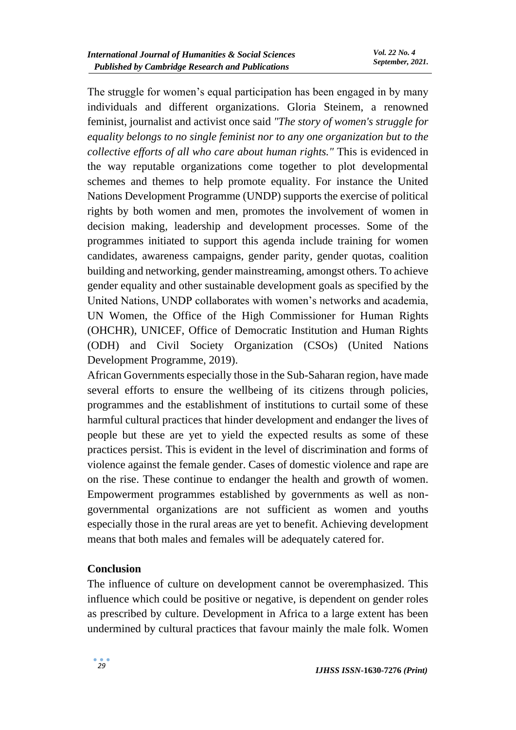The struggle for women's equal participation has been engaged in by many individuals and different organizations. Gloria Steinem, a renowned feminist, journalist and activist once said *"The story of women's struggle for equality belongs to no single feminist nor to any one organization but to the collective efforts of all who care about human rights."* This is evidenced in the way reputable organizations come together to plot developmental schemes and themes to help promote equality. For instance the United Nations Development Programme (UNDP) supports the exercise of political rights by both women and men, promotes the involvement of women in decision making, leadership and development processes. Some of the programmes initiated to support this agenda include training for women candidates, awareness campaigns, gender parity, gender quotas, coalition building and networking, gender mainstreaming, amongst others. To achieve gender equality and other sustainable development goals as specified by the United Nations, UNDP collaborates with women's networks and academia, UN Women, the Office of the High Commissioner for Human Rights (OHCHR), UNICEF, Office of Democratic Institution and Human Rights (ODH) and Civil Society Organization (CSOs) (United Nations Development Programme, 2019).

African Governments especially those in the Sub-Saharan region, have made several efforts to ensure the wellbeing of its citizens through policies, programmes and the establishment of institutions to curtail some of these harmful cultural practices that hinder development and endanger the lives of people but these are yet to yield the expected results as some of these practices persist. This is evident in the level of discrimination and forms of violence against the female gender. Cases of domestic violence and rape are on the rise. These continue to endanger the health and growth of women. Empowerment programmes established by governments as well as non-governmental organizations are not sufficient as women and youths especially those in the rural areas are yet to benefit. Achieving development means that both males and females will be adequately catered for.

## Conclusion

The influence of culture on development cannot be overemphasized. This influence which could be positive or negative, is dependent on gender roles as prescribed by culture. Development in Africa to a large extent has been undermined by cultural practices that favour mainly the male folk. Women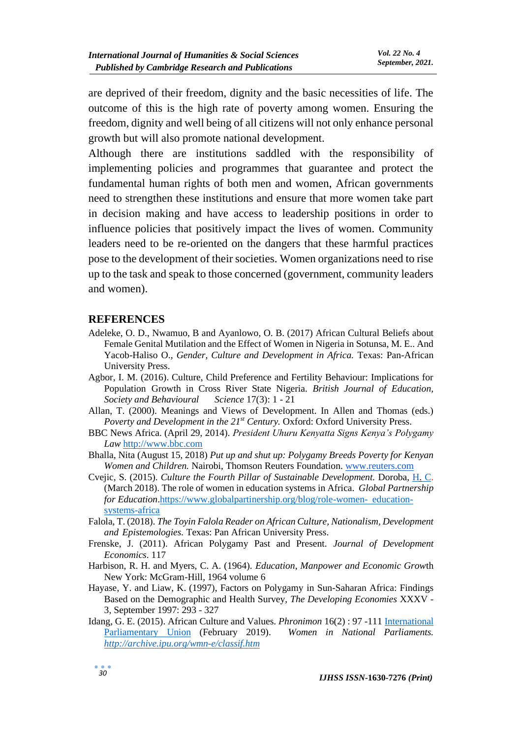are deprived of their freedom, dignity and the basic necessities of life. The outcome of this is the high rate of poverty among women. Ensuring the freedom, dignity and well being of all citizens will not only enhance personal growth but will also promote national development.

Although there are institutions saddled with the responsibility of implementing policies and programmes that guarantee and protect the fundamental human rights of both men and women, African governments need to strengthen these institutions and ensure that more women take part in decision making and have access to leadership positions in order to influence policies that positively impact the lives of women. Community leaders need to be re-oriented on the dangers that these harmful practices pose to the development of their societies. Women organizations need to rise up to the task and speak to those concerned (government, community leaders and women).

## REFERENCES

Adeleke, O. D., Nwamuo, B and Ayanlowo, O. B. (2017) African Cultural Beliefs about Female Genital Mutilation and the Effect of Women in Nigeria in Sotunsa, M. E.. And Yacob-Haliso O., *Gender, Culture and Development in Africa.* Texas: Pan-African University Press.

Agbor, I. M. (2016). Culture, Child Preference and Fertility Behaviour: Implications for Population Growth in Cross River State Nigeria. *British Journal of Education, Society and Behavioural Science* 17(3): 1 - 21

Allan, T. (2000). Meanings and Views of Development. In Allen and Thomas (eds.) *Poverty and Development in the 21st Century.* Oxford: Oxford University Press.

BBC News Africa. (April 29, 2014). *President Uhuru Kenyatta Signs Kenya's Polygamy Law* http://www.bbc.com

Bhalla, Nita (August 15, 2018) *Put up and shut up: Polygamy Breeds Poverty for Kenyan Women and Children.* Nairobi, Thomson Reuters Foundation. www.reuters.com

Cvejic, S. (2015). *Culture the Fourth Pillar of Sustainable Development.* Doroba, H. C. (March 2018). The role of women in education systems in Africa. *Global Partnership for Education*.https://www.globalpartinership.org/blog/role-women- education-systems-africa

Falola, T. (2018). *The Toyin Falola Reader on African Culture, Nationalism, Development and Epistemologies.* Texas: Pan African University Press.

Frenske, J. (2011). African Polygamy Past and Present. *Journal of Development Economics*. 117

Harbison, R. H. and Myers, C. A. (1964). *Education, Manpower and Economic Grow*th New York: McGram-Hill, 1964 volume 6

Hayase, Y. and Liaw, K. (1997), Factors on Polygamy in Sun-Saharan Africa: Findings Based on the Demographic and Health Survey, *The Developing Economies* XXXV - 3, September 1997: 293 - 327

Idang, G. E. (2015). African Culture and Values. *Phronimon* 16(2) : 97 -111 International Parliamentary Union (February 2019). *Women in National Parliaments. http://archive.ipu.org/wmn-e/classif.htm*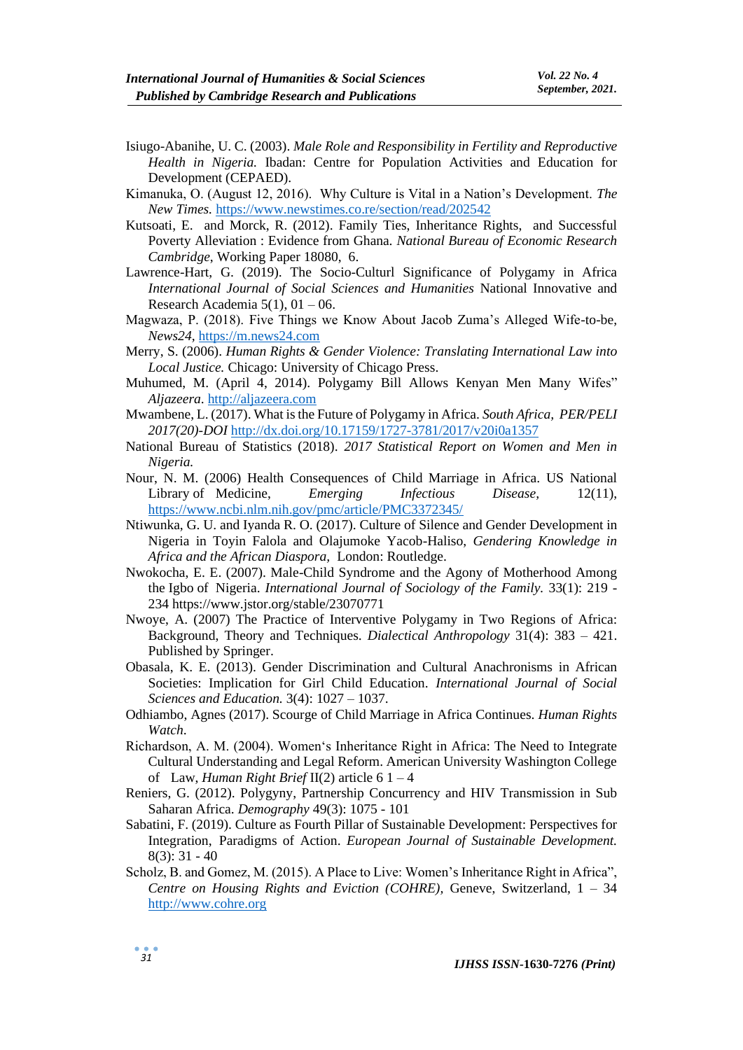Isiugo-Abanihe, U. C. (2003). *Male Role and Responsibility in Fertility and Reproductive Health in Nigeria.* Ibadan: Centre for Population Activities and Education for Development (CEPAED).

Kimanuka, O. (August 12, 2016). Why Culture is Vital in a Nation's Development. *The New Times.* https://www.newstimes.co.re/section/read/202542

Kutsoati, E. and Morck, R. (2012). Family Ties, Inheritance Rights, and Successful Poverty Alleviation : Evidence from Ghana. *National Bureau of Economic Research Cambridge*, Working Paper 18080, 6.

Lawrence-Hart, G. (2019). The Socio-Culturl Significance of Polygamy in Africa *International Journal of Social Sciences and Humanities* National Innovative and Research Academia 5(1), 01 – 06.

Magwaza, P. (2018). Five Things we Know About Jacob Zuma's Alleged Wife-to-be, *News24,* https://m.news24.com

Merry, S. (2006). *Human Rights & Gender Violence: Translating International Law into Local Justice.* Chicago: University of Chicago Press.

Muhumed, M. (April 4, 2014). Polygamy Bill Allows Kenyan Men Many Wifes" *Aljazeera*. http://aljazeera.com

Mwambene, L. (2017). What is the Future of Polygamy in Africa. *South Africa, PER/PELI 2017(20)-DOI* http://dx.doi.org/10.17159/1727-3781/2017/v20i0a1357

National Bureau of Statistics (2018). *2017 Statistical Report on Women and Men in Nigeria.*

Nour, N. M. (2006) Health Consequences of Child Marriage in Africa. US National Library of Medicine, *Emerging Infectious Disease,* 12(11), https://www.ncbi.nlm.nih.gov/pmc/article/PMC3372345/

Ntiwunka, G. U. and Iyanda R. O. (2017). Culture of Silence and Gender Development in Nigeria in Toyin Falola and Olajumoke Yacob-Haliso, *Gendering Knowledge in Africa and the African Diaspora,* London: Routledge.

Nwokocha, E. E. (2007). Male-Child Syndrome and the Agony of Motherhood Among the Igbo of Nigeria. *International Journal of Sociology of the Family.* 33(1): 219 - 234 https://www.jstor.org/stable/23070771

Nwoye, A. (2007) The Practice of Interventive Polygamy in Two Regions of Africa: Background, Theory and Techniques. *Dialectical Anthropology* 31(4): 383 – 421. Published by Springer.

Obasala, K. E. (2013). Gender Discrimination and Cultural Anachronisms in African Societies: Implication for Girl Child Education. *International Journal of Social Sciences and Education.* 3(4): 1027 – 1037.

Odhiambo, Agnes (2017). Scourge of Child Marriage in Africa Continues. *Human Rights Watch*.

Richardson, A. M. (2004). Women's Inheritance Right in Africa: The Need to Integrate Cultural Understanding and Legal Reform. American University Washington College of Law, *Human Right Brief* II(2) article 6 1 – 4

Reniers, G. (2012). Polygyny, Partnership Concurrency and HIV Transmission in Sub Saharan Africa. *Demography* 49(3): 1075 - 101

Sabatini, F. (2019). Culture as Fourth Pillar of Sustainable Development: Perspectives for Integration, Paradigms of Action. *European Journal of Sustainable Development.* 8(3): 31 - 40

Scholz, B. and Gomez, M. (2015). A Place to Live: Women's Inheritance Right in Africa", *Centre on Housing Rights and Eviction (COHRE),* Geneve, Switzerland, 1 – 34 http://www.cohre.org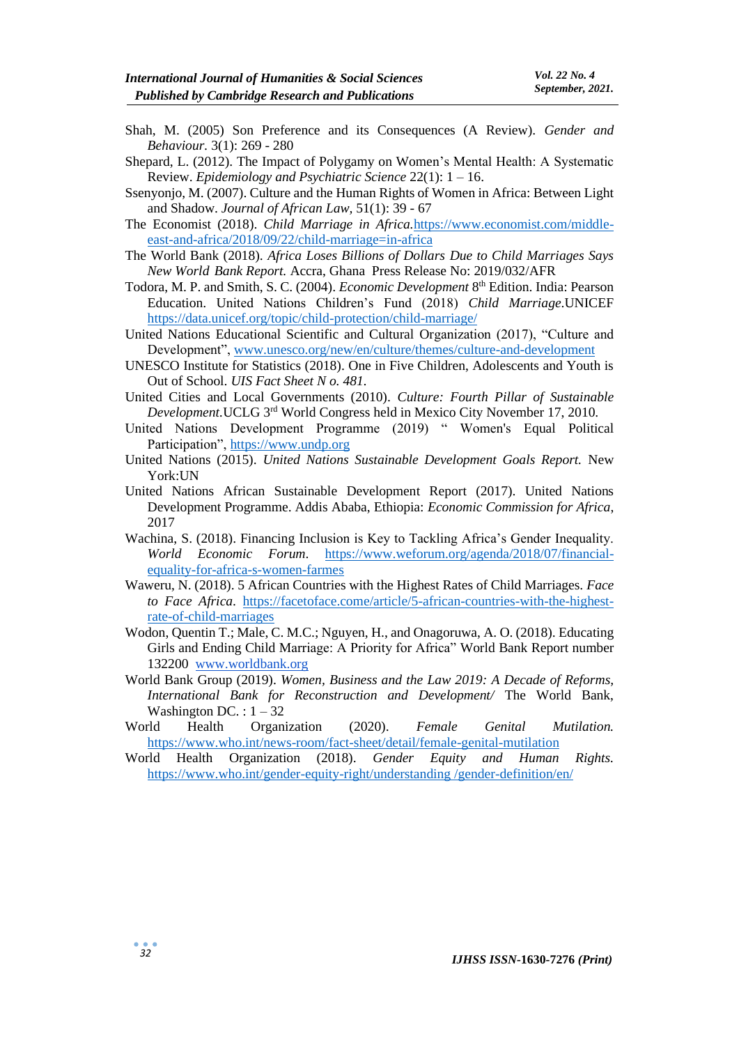Shah, M. (2005) Son Preference and its Consequences (A Review). *Gender and Behaviour*. 3(1): 269 - 280

Shepard, L. (2012). The Impact of Polygamy on Women's Mental Health: A Systematic Review. *Epidemiology and Psychiatric Science* 22(1): 1 – 16.

Ssenyonjo, M. (2007). Culture and the Human Rights of Women in Africa: Between Light and Shadow. *Journal of African Law*, 51(1): 39 - 67

The Economist (2018). *Child Marriage in Africa.*https://www.economist.com/middle-east-and-africa/2018/09/22/child-marriage=in-africa

The World Bank (2018). *Africa Loses Billions of Dollars Due to Child Marriages Says New World Bank Report.* Accra, Ghana Press Release No: 2019/032/AFR

Todora, M. P. and Smith, S. C. (2004). *Economic Development* 8th Edition. India: Pearson Education. United Nations Children's Fund (2018) *Child Marriage*.UNICEF https://data.unicef.org/topic/child-protection/child-marriage/

United Nations Educational Scientific and Cultural Organization (2017), "Culture and Development", www.unesco.org/new/en/culture/themes/culture-and-development

UNESCO Institute for Statistics (2018). One in Five Children, Adolescents and Youth is Out of School. *UIS Fact Sheet N o. 481*.

United Cities and Local Governments (2010). *Culture: Fourth Pillar of Sustainable Development*.UCLG 3rd World Congress held in Mexico City November 17, 2010.

United Nations Development Programme (2019) " Women's Equal Political Participation", https://www.undp.org

United Nations (2015). *United Nations Sustainable Development Goals Report.* New York:UN

United Nations African Sustainable Development Report (2017). United Nations Development Programme. Addis Ababa, Ethiopia: *Economic Commission for Africa*, 2017

Wachina, S. (2018). Financing Inclusion is Key to Tackling Africa's Gender Inequality. *World Economic Forum*. https://www.weforum.org/agenda/2018/07/financial-equality-for-africa-s-women-farmes

Waweru, N. (2018). 5 African Countries with the Highest Rates of Child Marriages. *Face to Face Africa*. https://facetoface.come/article/5-african-countries-with-the-highest-rate-of-child-marriages

Wodon, Quentin T.; Male, C. M.C.; Nguyen, H., and Onagoruwa, A. O. (2018). Educating Girls and Ending Child Marriage: A Priority for Africa" World Bank Report number 132200 www.worldbank.org

World Bank Group (2019). *Women, Business and the Law 2019: A Decade of Reforms, International Bank for Reconstruction and Development/* The World Bank, Washington DC. : 1 – 32

World Health Organization (2020). *Female Genital Mutilation.* https://www.who.int/news-room/fact-sheet/detail/female-genital-mutilation

World Health Organization (2018). *Gender Equity and Human Rights.* https://www.who.int/gender-equity-right/understanding /gender-definition/en/